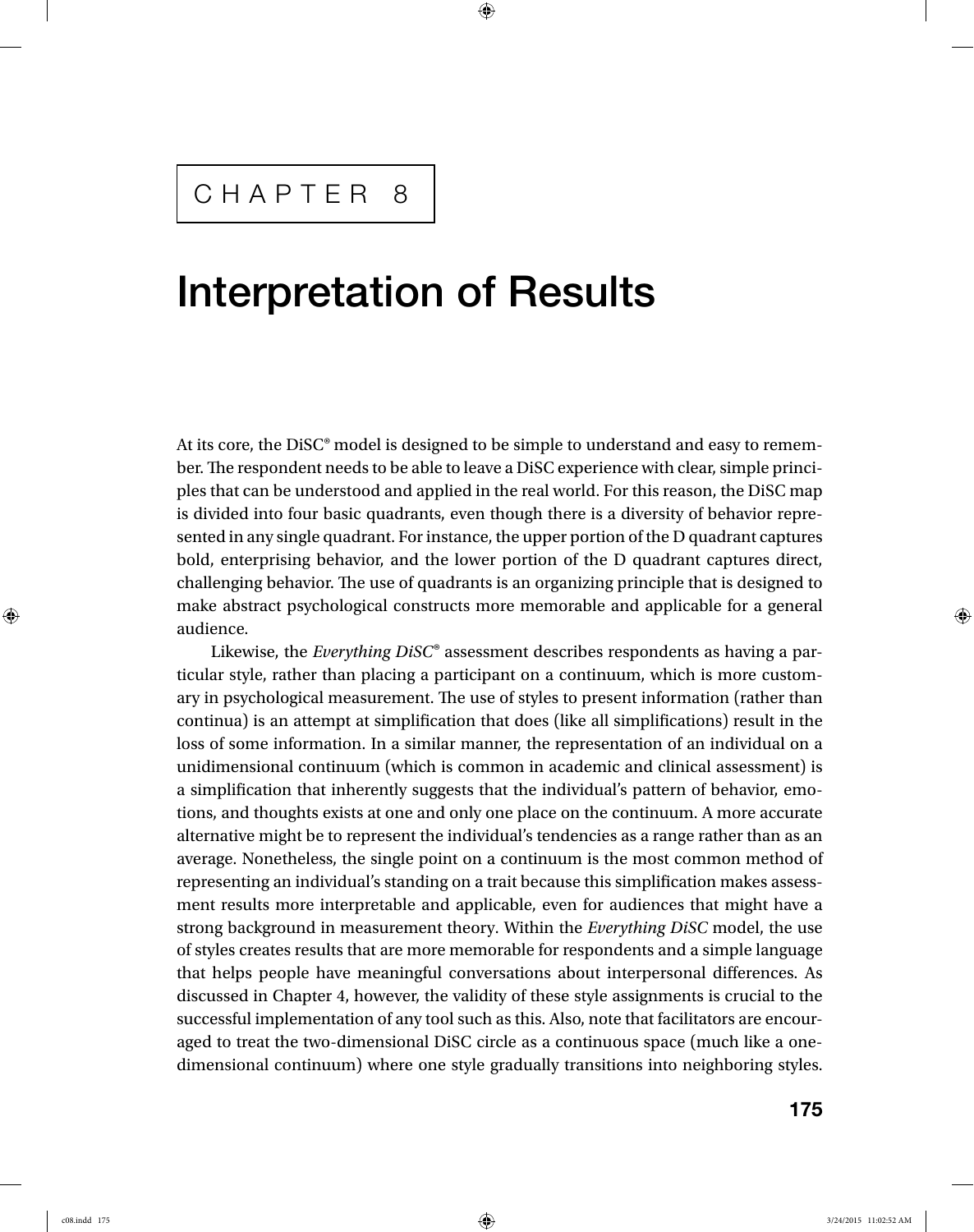CHAPTER 8

# Interpretation of Results

At its core, the DiSC® model is designed to be simple to understand and easy to remember. The respondent needs to be able to leave a DiSC experience with clear, simple principles that can be understood and applied in the real world. For this reason, the DiSC map is divided into four basic quadrants, even though there is a diversity of behavior represented in any single quadrant. For instance, the upper portion of the D quadrant captures bold, enterprising behavior, and the lower portion of the D quadrant captures direct, challenging behavior. The use of quadrants is an organizing principle that is designed to make abstract psychological constructs more memorable and applicable for a general audience.

Likewise, the *Everything DiSC®* assessment describes respondents as having a particular style, rather than placing a participant on a continuum, which is more customary in psychological measurement. The use of styles to present information (rather than continua) is an attempt at simplification that does (like all simplifications) result in the loss of some information. In a similar manner, the representation of an individual on a unidimensional continuum (which is common in academic and clinical assessment) is a simplification that inherently suggests that the individual's pattern of behavior, emotions, and thoughts exists at one and only one place on the continuum. A more accurate alternative might be to represent the individual's tendencies as a range rather than as an average. Nonetheless, the single point on a continuum is the most common method of representing an individual's standing on a trait because this simplification makes assessment results more interpretable and applicable, even for audiences that might have a strong background in measurement theory. Within the *Everything DiSC* model, the use of styles creates results that are more memorable for respondents and a simple language that helps people have meaningful conversations about interpersonal differences. As discussed in Chapter 4, however, the validity of these style assignments is crucial to the successful implementation of any tool such as this. Also, note that facilitators are encouraged to treat the two-dimensional DiSC circle as a continuous space (much like a one-dimensional continuum) where one style gradually transitions into neighboring styles.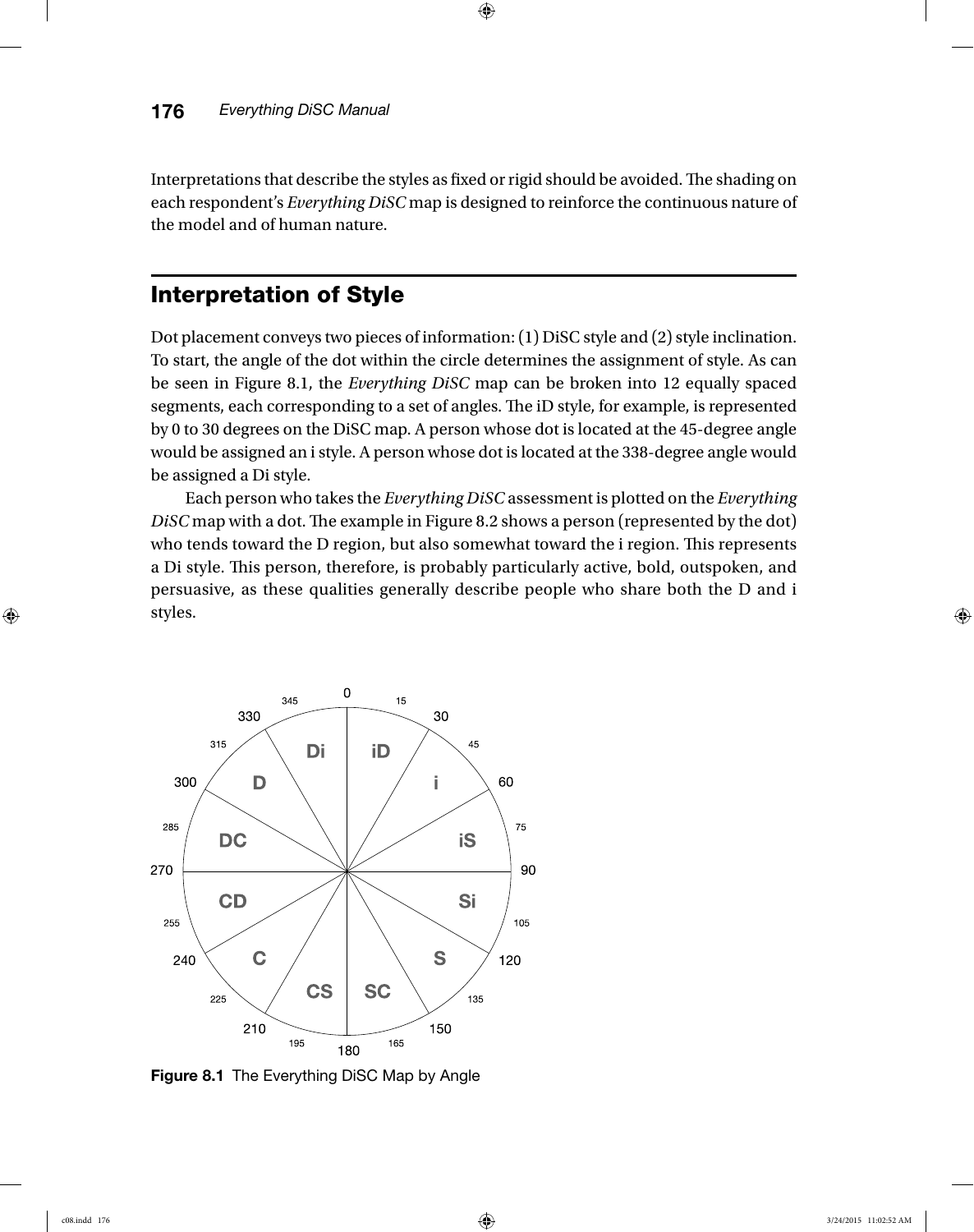Interpretations that describe the styles as fixed or rigid should be avoided. The shading on each respondent's *Everything DiSC* map is designed to reinforce the continuous nature of the model and of human nature.

## Interpretation of Style

Dot placement conveys two pieces of information: (1) DiSC style and (2) style inclination. To start, the angle of the dot within the circle determines the assignment of style. As can be seen in Figure 8.1, the *Everything DiSC* map can be broken into 12 equally spaced segments, each corresponding to a set of angles. The iD style, for example, is represented by 0 to 30 degrees on the DiSC map. A person whose dot is located at the 45-degree angle would be assigned an i style. A person whose dot is located at the 338-degree angle would be assigned a Di style.

Each person who takes the *Everything DiSC* assessment is plotted on the *Everything DiSC* map with a dot. The example in Figure 8.2 shows a person (represented by the dot) who tends toward the D region, but also somewhat toward the i region. This represents a Di style. This person, therefore, is probably particularly active, bold, outspoken, and persuasive, as these qualities generally describe people who share both the D and i styles.

**Figure 8.1** The Everything DiSC Map by Angle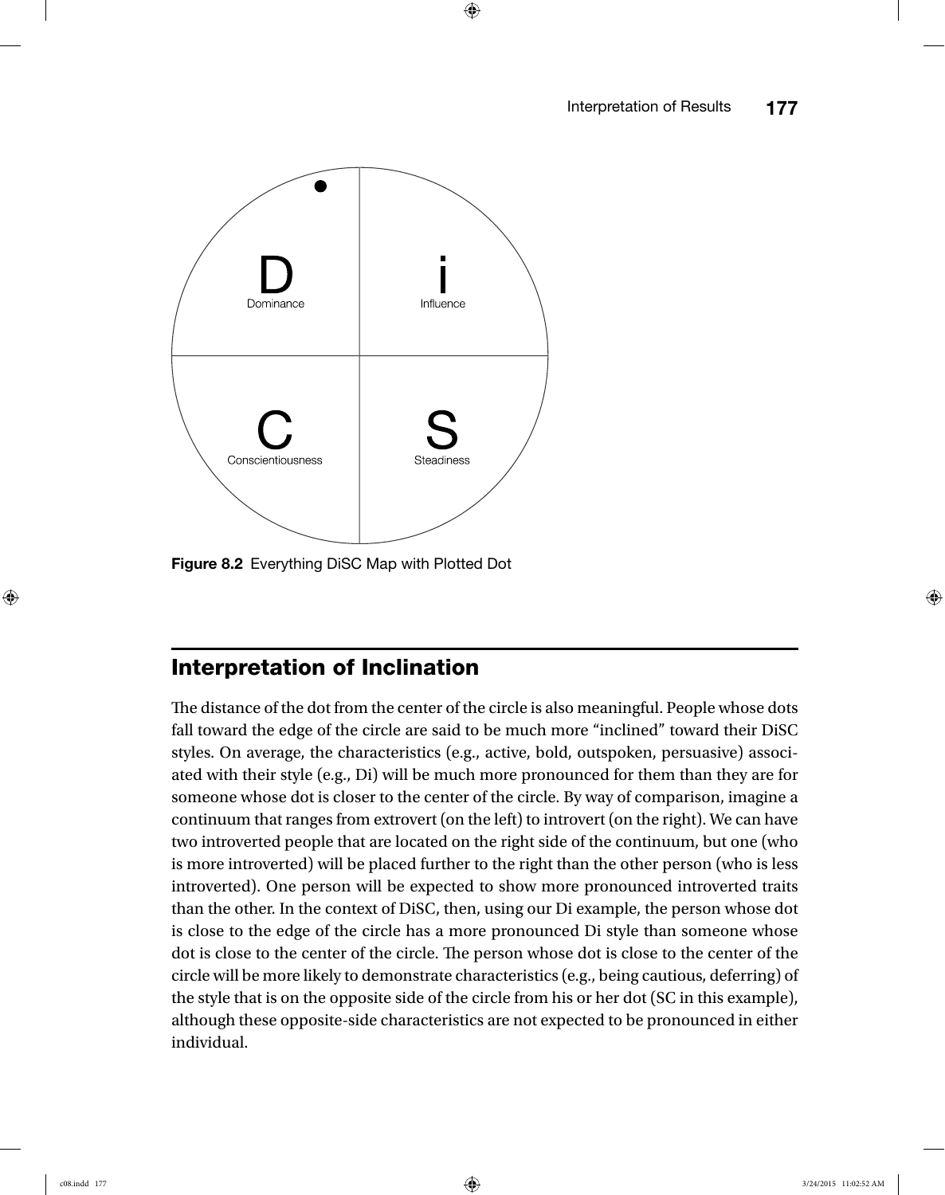Figure 8.2 Everything DiSC Map with Plotted Dot

## Interpretation of Inclination

The distance of the dot from the center of the circle is also meaningful. People whose dots fall toward the edge of the circle are said to be much more "inclined" toward their DiSC styles. On average, the characteristics (e.g., active, bold, outspoken, persuasive) associated with their style (e.g., Di) will be much more pronounced for them than they are for someone whose dot is closer to the center of the circle. By way of comparison, imagine a continuum that ranges from extrovert (on the left) to introvert (on the right). We can have two introverted people that are located on the right side of the continuum, but one (who is more introverted) will be placed further to the right than the other person (who is less introverted). One person will be expected to show more pronounced introverted traits than the other. In the context of DiSC, then, using our Di example, the person whose dot is close to the edge of the circle has a more pronounced Di style than someone whose dot is close to the center of the circle. The person whose dot is close to the center of the circle will be more likely to demonstrate characteristics (e.g., being cautious, deferring) of the style that is on the opposite side of the circle from his or her dot (SC in this example), although these opposite-side characteristics are not expected to be pronounced in either individual.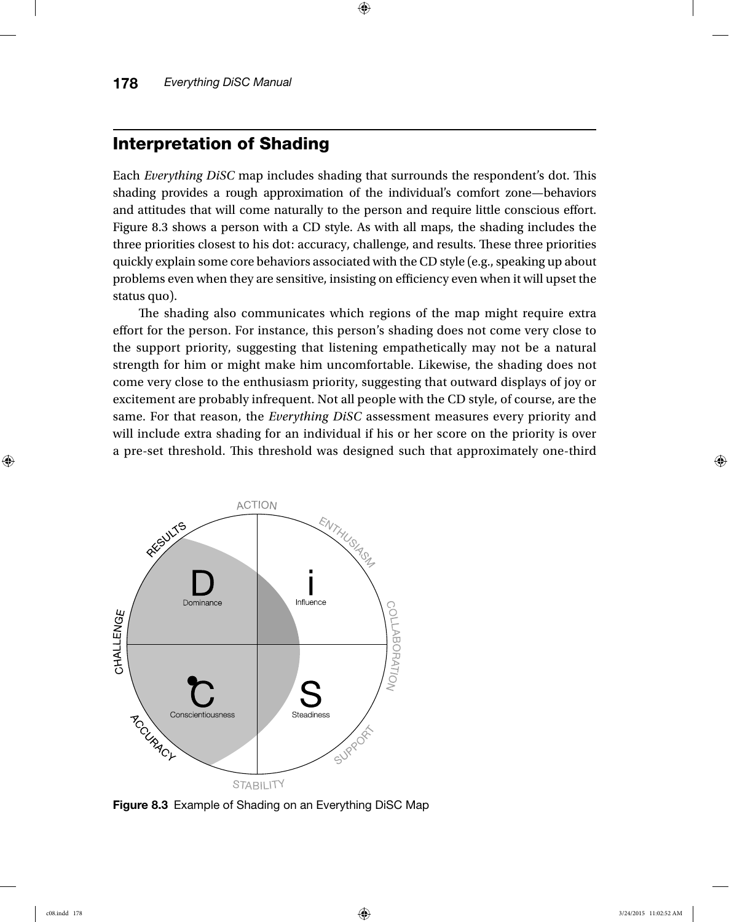## Interpretation of Shading

Each *Everything DiSC* map includes shading that surrounds the respondent's dot. This shading provides a rough approximation of the individual's comfort zone—behaviors and attitudes that will come naturally to the person and require little conscious effort. Figure 8.3 shows a person with a CD style. As with all maps, the shading includes the three priorities closest to his dot: accuracy, challenge, and results. These three priorities quickly explain some core behaviors associated with the CD style (e.g., speaking up about problems even when they are sensitive, insisting on efficiency even when it will upset the status quo).

The shading also communicates which regions of the map might require extra effort for the person. For instance, this person's shading does not come very close to the support priority, suggesting that listening empathetically may not be a natural strength for him or might make him uncomfortable. Likewise, the shading does not come very close to the enthusiasm priority, suggesting that outward displays of joy or excitement are probably infrequent. Not all people with the CD style, of course, are the same. For that reason, the *Everything DiSC* assessment measures every priority and will include extra shading for an individual if his or her score on the priority is over a pre-set threshold. This threshold was designed such that approximately one-third

**Figure 8.3** Example of Shading on an Everything DiSC Map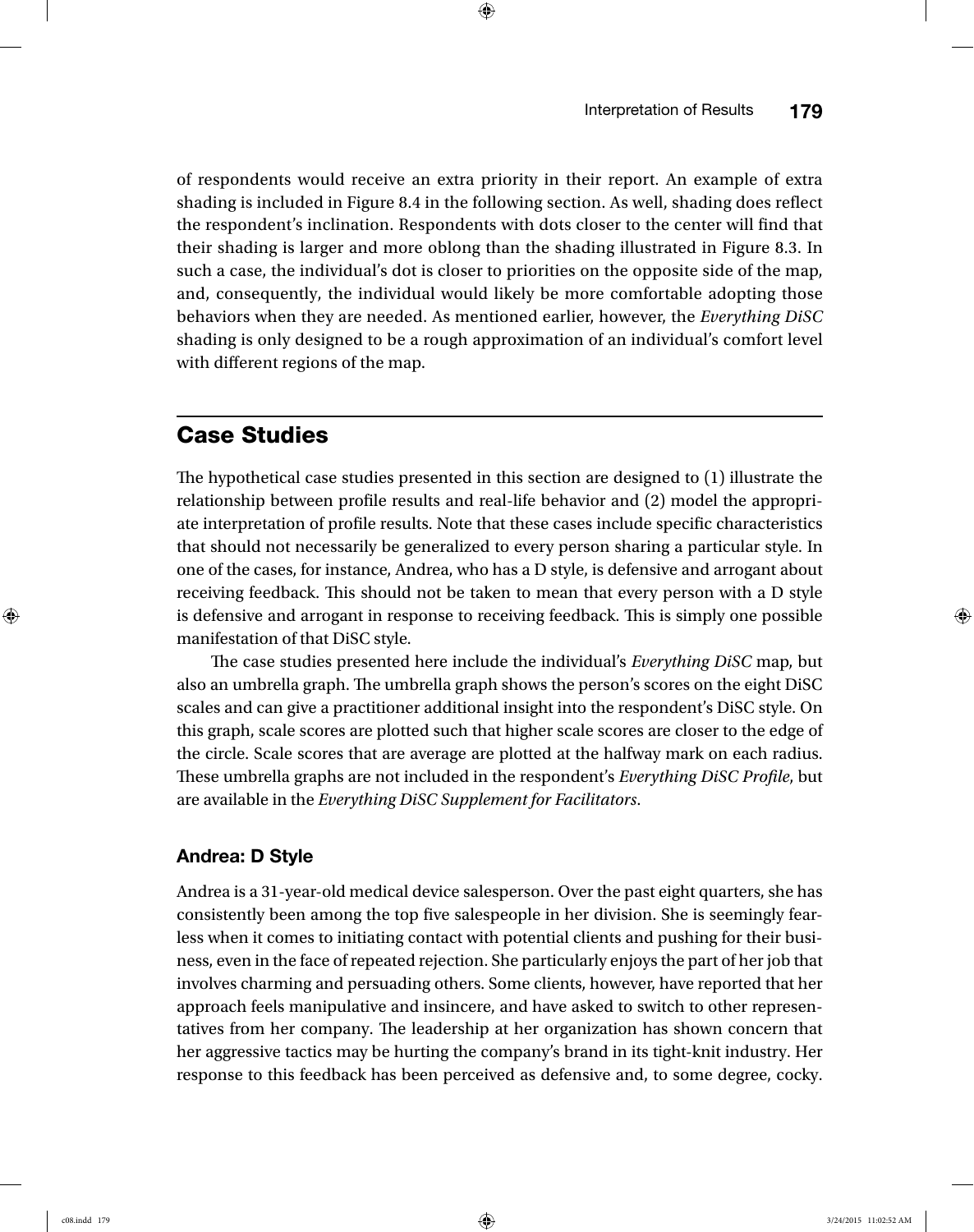of respondents would receive an extra priority in their report. An example of extra shading is included in Figure 8.4 in the following section. As well, shading does reflect the respondent's inclination. Respondents with dots closer to the center will find that their shading is larger and more oblong than the shading illustrated in Figure 8.3. In such a case, the individual's dot is closer to priorities on the opposite side of the map, and, consequently, the individual would likely be more comfortable adopting those behaviors when they are needed. As mentioned earlier, however, the *Everything DiSC* shading is only designed to be a rough approximation of an individual's comfort level with different regions of the map.

## Case Studies

The hypothetical case studies presented in this section are designed to (1) illustrate the relationship between profile results and real-life behavior and (2) model the appropriate interpretation of profile results. Note that these cases include specific characteristics that should not necessarily be generalized to every person sharing a particular style. In one of the cases, for instance, Andrea, who has a D style, is defensive and arrogant about receiving feedback. This should not be taken to mean that every person with a D style is defensive and arrogant in response to receiving feedback. This is simply one possible manifestation of that DiSC style.

The case studies presented here include the individual's *Everything DiSC* map, but also an umbrella graph. The umbrella graph shows the person's scores on the eight DiSC scales and can give a practitioner additional insight into the respondent's DiSC style. On this graph, scale scores are plotted such that higher scale scores are closer to the edge of the circle. Scale scores that are average are plotted at the halfway mark on each radius. These umbrella graphs are not included in the respondent's *Everything DiSC Profile*, but are available in the *Everything DiSC Supplement for Facilitators*.

### Andrea: D Style

Andrea is a 31-year-old medical device salesperson. Over the past eight quarters, she has consistently been among the top five salespeople in her division. She is seemingly fearless when it comes to initiating contact with potential clients and pushing for their business, even in the face of repeated rejection. She particularly enjoys the part of her job that involves charming and persuading others. Some clients, however, have reported that her approach feels manipulative and insincere, and have asked to switch to other representatives from her company. The leadership at her organization has shown concern that her aggressive tactics may be hurting the company's brand in its tight-knit industry. Her response to this feedback has been perceived as defensive and, to some degree, cocky.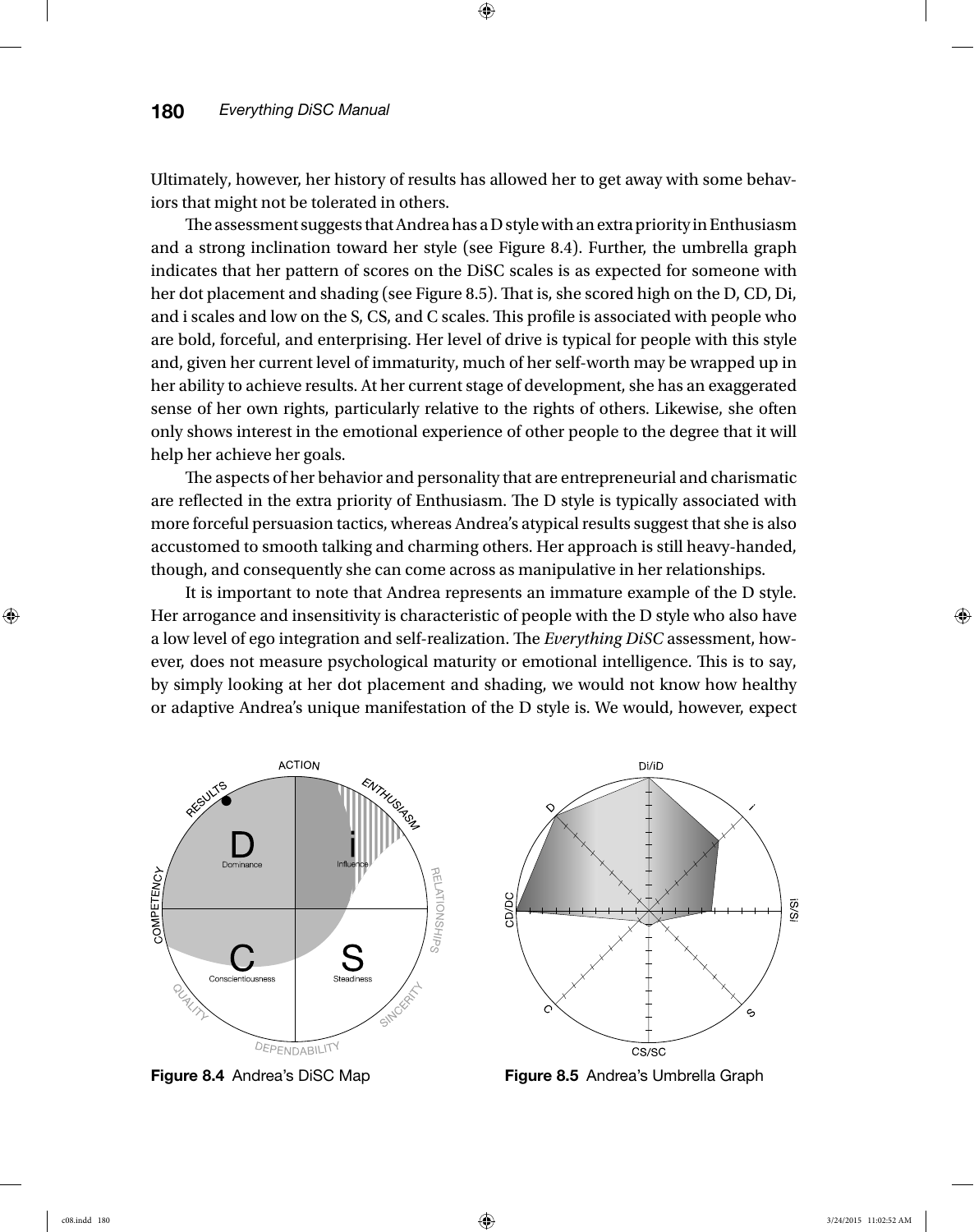Ultimately, however, her history of results has allowed her to get away with some behaviors that might not be tolerated in others.

The assessment suggests that Andrea has a D style with an extra priority in Enthusiasm and a strong inclination toward her style (see Figure 8.4). Further, the umbrella graph indicates that her pattern of scores on the DiSC scales is as expected for someone with her dot placement and shading (see Figure 8.5). That is, she scored high on the D, CD, Di, and i scales and low on the S, CS, and C scales. This profile is associated with people who are bold, forceful, and enterprising. Her level of drive is typical for people with this style and, given her current level of immaturity, much of her self-worth may be wrapped up in her ability to achieve results. At her current stage of development, she has an exaggerated sense of her own rights, particularly relative to the rights of others. Likewise, she often only shows interest in the emotional experience of other people to the degree that it will help her achieve her goals.

The aspects of her behavior and personality that are entrepreneurial and charismatic are reflected in the extra priority of Enthusiasm. The D style is typically associated with more forceful persuasion tactics, whereas Andrea's atypical results suggest that she is also accustomed to smooth talking and charming others. Her approach is still heavy-handed, though, and consequently she can come across as manipulative in her relationships.

It is important to note that Andrea represents an immature example of the D style. Her arrogance and insensitivity is characteristic of people with the D style who also have a low level of ego integration and self-realization. The *Everything DiSC* assessment, however, does not measure psychological maturity or emotional intelligence. This is to say, by simply looking at her dot placement and shading, we would not know how healthy or adaptive Andrea's unique manifestation of the D style is. We would, however, expect

**Figure 8.4** Andrea's DiSC Map

**Figure 8.5** Andrea's Umbrella Graph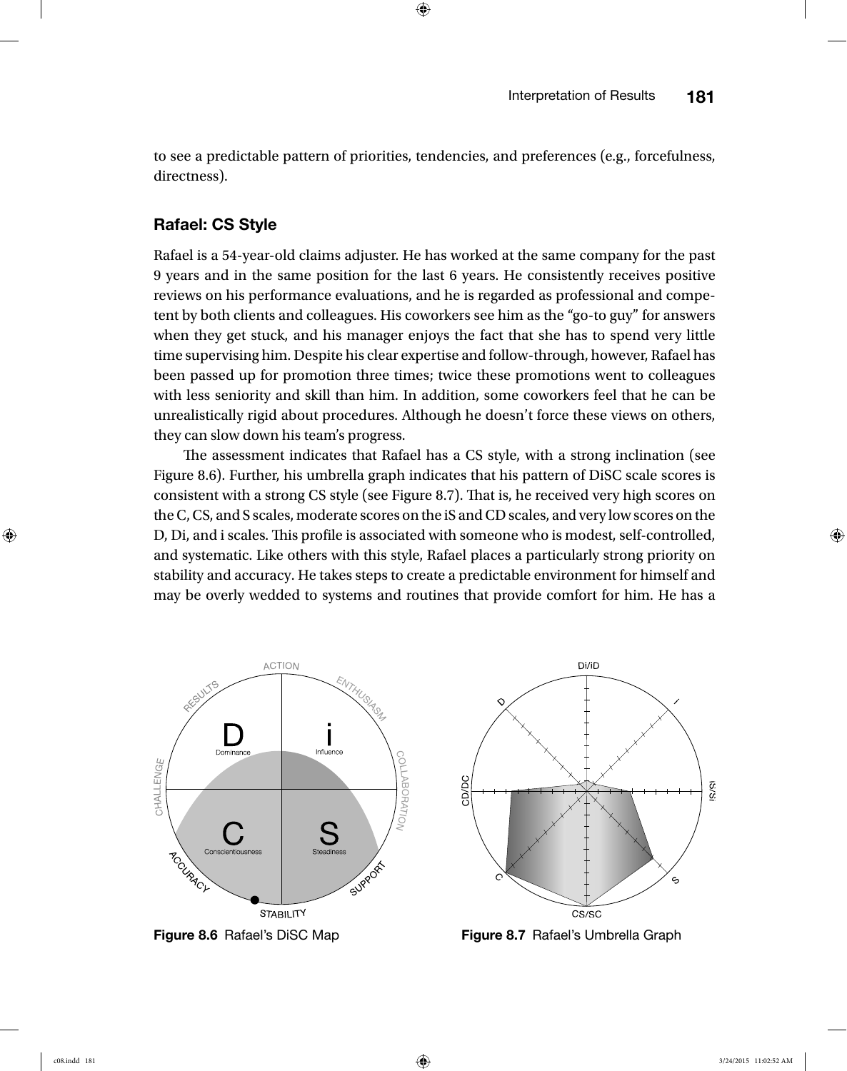to see a predictable pattern of priorities, tendencies, and preferences (e.g., forcefulness, directness).

### Rafael: CS Style

Rafael is a 54-year-old claims adjuster. He has worked at the same company for the past 9 years and in the same position for the last 6 years. He consistently receives positive reviews on his performance evaluations, and he is regarded as professional and competent by both clients and colleagues. His coworkers see him as the "go-to guy" for answers when they get stuck, and his manager enjoys the fact that she has to spend very little time supervising him. Despite his clear expertise and follow-through, however, Rafael has been passed up for promotion three times; twice these promotions went to colleagues with less seniority and skill than him. In addition, some coworkers feel that he can be unrealistically rigid about procedures. Although he doesn't force these views on others, they can slow down his team's progress.

The assessment indicates that Rafael has a CS style, with a strong inclination (see Figure 8.6). Further, his umbrella graph indicates that his pattern of DiSC scale scores is consistent with a strong CS style (see Figure 8.7). That is, he received very high scores on the C, CS, and S scales, moderate scores on the iS and CD scales, and very low scores on the D, Di, and i scales. This profile is associated with someone who is modest, self-controlled, and systematic. Like others with this style, Rafael places a particularly strong priority on stability and accuracy. He takes steps to create a predictable environment for himself and may be overly wedded to systems and routines that provide comfort for him. He has a

**Figure 8.6** Rafael's DiSC Map

**Figure 8.7** Rafael's Umbrella Graph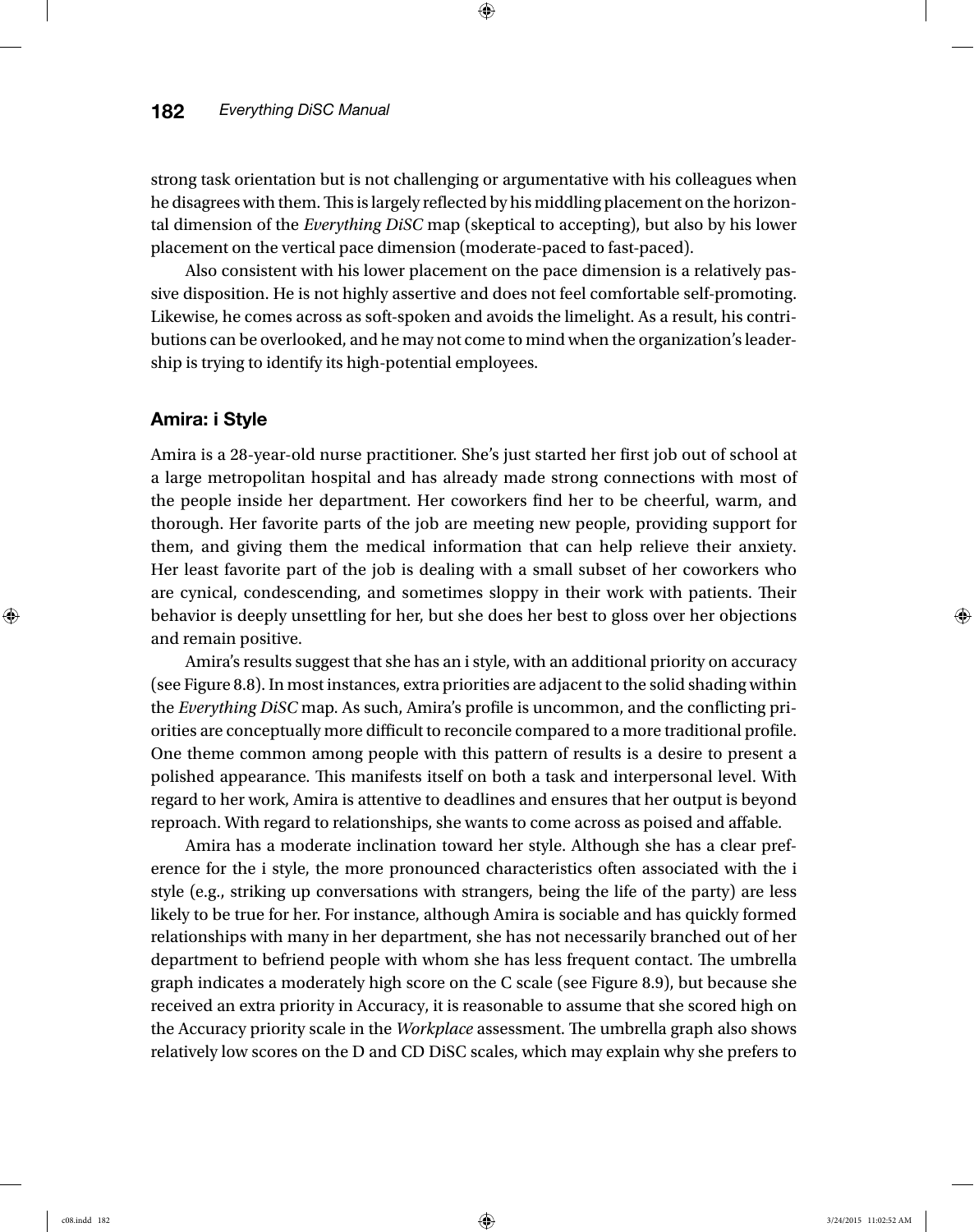strong task orientation but is not challenging or argumentative with his colleagues when he disagrees with them. This is largely reflected by his middling placement on the horizontal dimension of the *Everything DiSC* map (skeptical to accepting), but also by his lower placement on the vertical pace dimension (moderate-paced to fast-paced).

Also consistent with his lower placement on the pace dimension is a relatively passive disposition. He is not highly assertive and does not feel comfortable self-promoting. Likewise, he comes across as soft-spoken and avoids the limelight. As a result, his contributions can be overlooked, and he may not come to mind when the organization's leadership is trying to identify its high-potential employees.

### Amira: i Style

Amira is a 28-year-old nurse practitioner. She's just started her first job out of school at a large metropolitan hospital and has already made strong connections with most of the people inside her department. Her coworkers find her to be cheerful, warm, and thorough. Her favorite parts of the job are meeting new people, providing support for them, and giving them the medical information that can help relieve their anxiety. Her least favorite part of the job is dealing with a small subset of her coworkers who are cynical, condescending, and sometimes sloppy in their work with patients. Their behavior is deeply unsettling for her, but she does her best to gloss over her objections and remain positive.

Amira's results suggest that she has an i style, with an additional priority on accuracy (see Figure 8.8). In most instances, extra priorities are adjacent to the solid shading within the *Everything DiSC* map. As such, Amira's profile is uncommon, and the conflicting priorities are conceptually more difficult to reconcile compared to a more traditional profile. One theme common among people with this pattern of results is a desire to present a polished appearance. This manifests itself on both a task and interpersonal level. With regard to her work, Amira is attentive to deadlines and ensures that her output is beyond reproach. With regard to relationships, she wants to come across as poised and affable.

Amira has a moderate inclination toward her style. Although she has a clear preference for the i style, the more pronounced characteristics often associated with the i style (e.g., striking up conversations with strangers, being the life of the party) are less likely to be true for her. For instance, although Amira is sociable and has quickly formed relationships with many in her department, she has not necessarily branched out of her department to befriend people with whom she has less frequent contact. The umbrella graph indicates a moderately high score on the C scale (see Figure 8.9), but because she received an extra priority in Accuracy, it is reasonable to assume that she scored high on the Accuracy priority scale in the *Workplace* assessment. The umbrella graph also shows relatively low scores on the D and CD DiSC scales, which may explain why she prefers to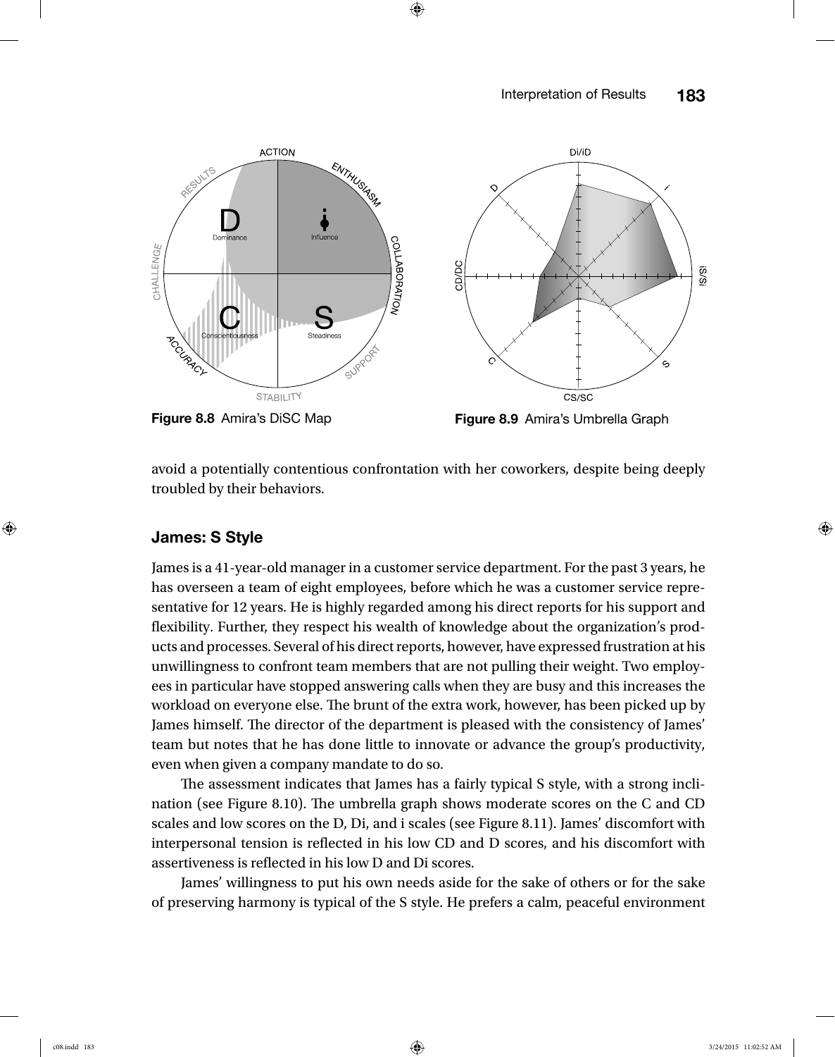**Figure 8.8** Amira's DiSC Map

**Figure 8.9** Amira's Umbrella Graph

avoid a potentially contentious confrontation with her coworkers, despite being deeply troubled by their behaviors.

### James: S Style

James is a 41-year-old manager in a customer service department. For the past 3 years, he has overseen a team of eight employees, before which he was a customer service representative for 12 years. He is highly regarded among his direct reports for his support and flexibility. Further, they respect his wealth of knowledge about the organization's products and processes. Several of his direct reports, however, have expressed frustration at his unwillingness to confront team members that are not pulling their weight. Two employees in particular have stopped answering calls when they are busy and this increases the workload on everyone else. The brunt of the extra work, however, has been picked up by James himself. The director of the department is pleased with the consistency of James' team but notes that he has done little to innovate or advance the group's productivity, even when given a company mandate to do so.

The assessment indicates that James has a fairly typical S style, with a strong inclination (see Figure 8.10). The umbrella graph shows moderate scores on the C and CD scales and low scores on the D, Di, and i scales (see Figure 8.11). James' discomfort with interpersonal tension is reflected in his low CD and D scores, and his discomfort with assertiveness is reflected in his low D and Di scores.

James' willingness to put his own needs aside for the sake of others or for the sake of preserving harmony is typical of the S style. He prefers a calm, peaceful environment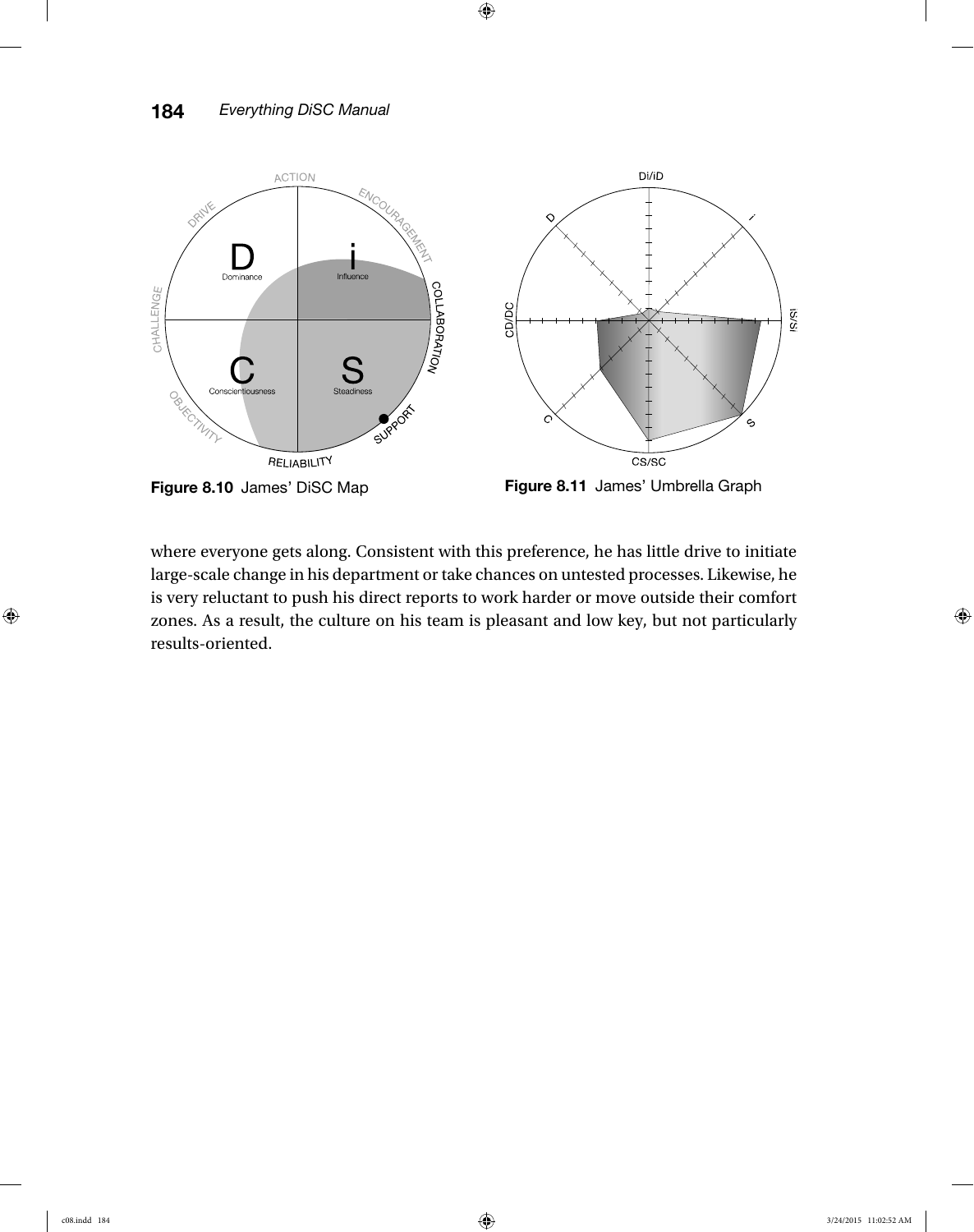ACTION

ENCOURAGEMENT

DRIVE

D

Dominance

i

Influence

COLLABORATION

CHALLENGE

C

Conscientiousness

S

Steadiness

OBJECTIVITY

SUPPORT

RELIABILITY

**Figure 8.10** James' DiSC Map

Di/iD

D

i

CD/DC

iS/Si

C

S

CS/SC

**Figure 8.11** James' Umbrella Graph

where everyone gets along. Consistent with this preference, he has little drive to initiate large-scale change in his department or take chances on untested processes. Likewise, he is very reluctant to push his direct reports to work harder or move outside their comfort zones. As a result, the culture on his team is pleasant and low key, but not particularly results-oriented.